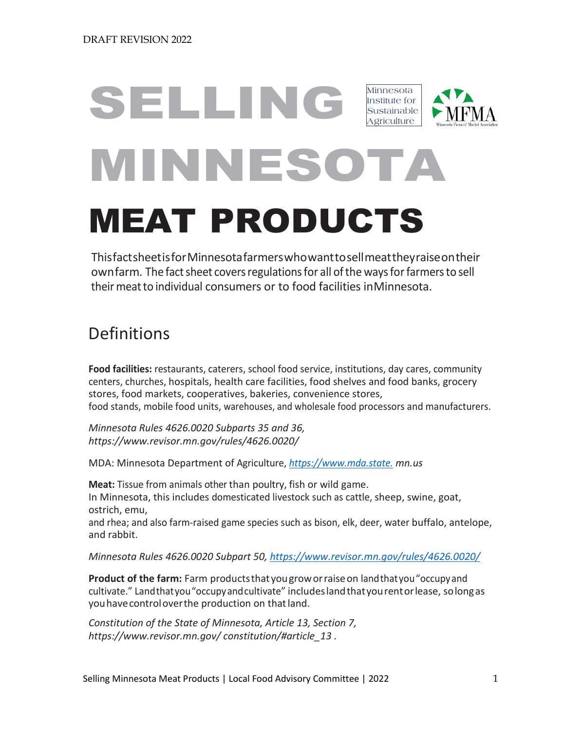DRAFT REVISION 2022

# SELLING MINNESOTA MEAT PRODUCTS

Minnesota Institute for Sustainable Agriculture

MFMA Minnesota Farmers' Market Association

This fact sheet is for Minnesota farmers who want to sell meat they raise on their own farm. The fact sheet covers regulations for all of the ways for farmers to sell their meat to individual consumers or to food facilities in Minnesota.

## Definitions

**Food facilities:** restaurants, caterers, school food service, institutions, day cares, community centers, churches, hospitals, health care facilities, food shelves and food banks, grocery stores, food markets, cooperatives, bakeries, convenience stores, food stands, mobile food units, warehouses, and wholesale food processors and manufacturers.

*Minnesota Rules 4626.0020 Subparts 35 and 36, https://www.revisor.mn.gov/rules/4626.0020/*

MDA: Minnesota Department of Agriculture, *https://www.mda.state. mn.us*

**Meat:** Tissue from animals other than poultry, fish or wild game.
In Minnesota, this includes domesticated livestock such as cattle, sheep, swine, goat, ostrich, emu,
and rhea; and also farm-raised game species such as bison, elk, deer, water buffalo, antelope, and rabbit.

*Minnesota Rules 4626.0020 Subpart 50, https://www.revisor.mn.gov/rules/4626.0020/*

**Product of the farm:** Farm products that you grow or raise on land that you "occupy and cultivate." Land that you "occupy and cultivate" includes land that you rent or lease, so long as you have control over the production on that land.

*Constitution of the State of Minnesota, Article 13, Section 7, https://www.revisor.mn.gov/ constitution/#article_13 .*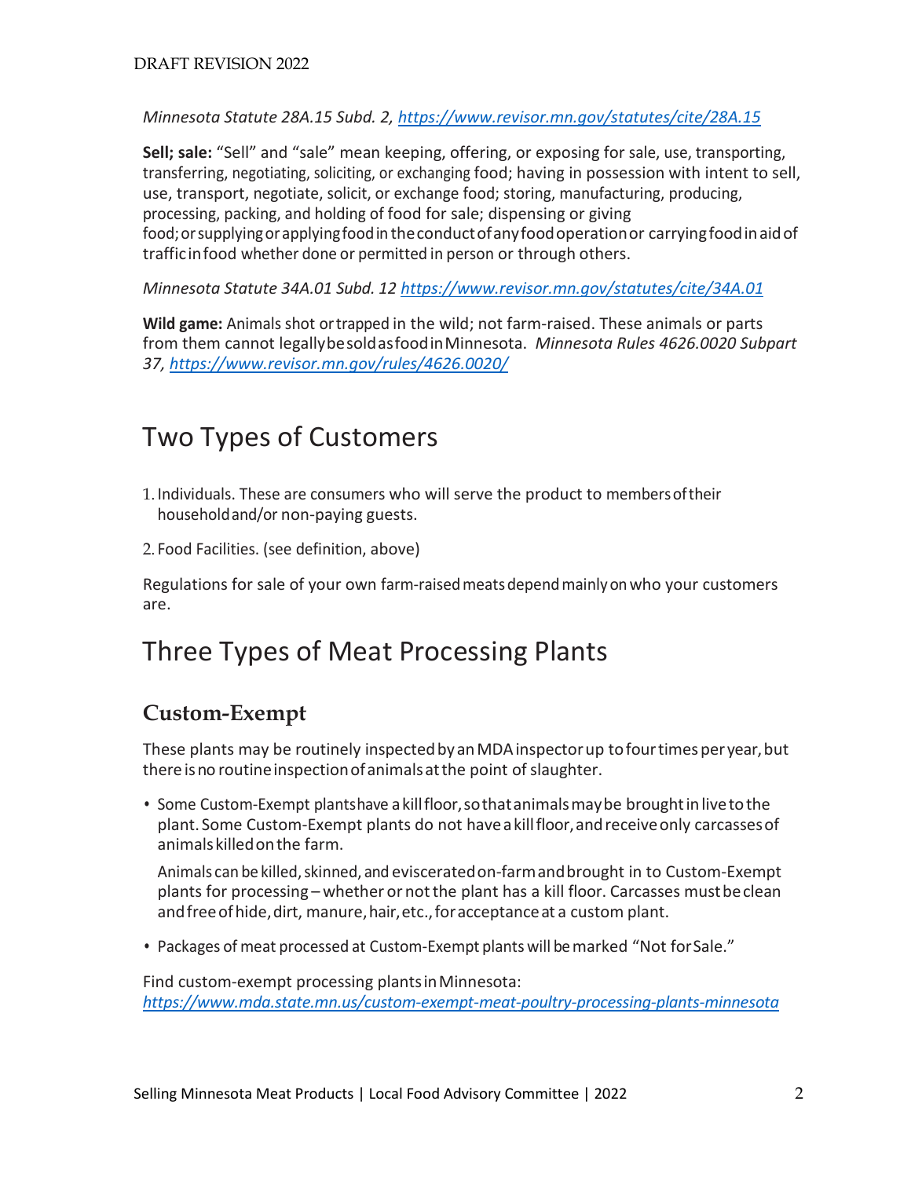*Minnesota Statute 28A.15 Subd. 2, https://www.revisor.mn.gov/statutes/cite/28A.15*

**Sell; sale:** "Sell" and "sale" mean keeping, offering, or exposing for sale, use, transporting, transferring, negotiating, soliciting, or exchanging food; having in possession with intent to sell, use, transport, negotiate, solicit, or exchange food; storing, manufacturing, producing, processing, packing, and holding of food for sale; dispensing or giving food; or supplying or applying food in the conduct of any food operation or carrying food in aid of traffic in food whether done or permitted in person or through others.

*Minnesota Statute 34A.01 Subd. 12 https://www.revisor.mn.gov/statutes/cite/34A.01*

**Wild game:** Animals shot or trapped in the wild; not farm-raised. These animals or parts from them cannot legally be sold as food in Minnesota. *Minnesota Rules 4626.0020 Subpart 37, https://www.revisor.mn.gov/rules/4626.0020/*

# Two Types of Customers

1. Individuals. These are consumers who will serve the product to members of their household and/or non-paying guests.
2. Food Facilities. (see definition, above)

Regulations for sale of your own farm-raised meats depend mainly on who your customers are.

# Three Types of Meat Processing Plants

## Custom-Exempt

These plants may be routinely inspected by an MDA inspector up to four times per year, but there is no routine inspection of animals at the point of slaughter.

- Some Custom-Exempt plants have a kill floor, so that animals may be brought in live to the plant. Some Custom-Exempt plants do not have a kill floor, and receive only carcasses of animals killed on the farm.

  Animals can be killed, skinned, and eviscerated on-farm and brought in to Custom-Exempt plants for processing – whether or not the plant has a kill floor. Carcasses must be clean and free of hide, dirt, manure, hair, etc., for acceptance at a custom plant.

- Packages of meat processed at Custom-Exempt plants will be marked "Not for Sale."

Find custom-exempt processing plants in Minnesota: *https://www.mda.state.mn.us/custom-exempt-meat-poultry-processing-plants-minnesota*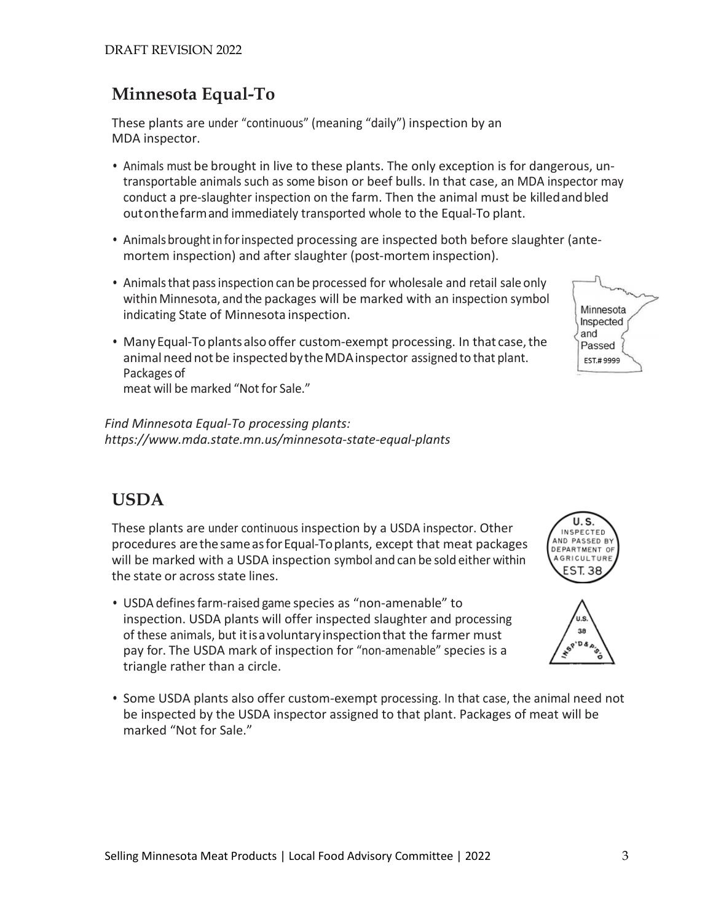## Minnesota Equal-To

These plants are under "continuous" (meaning "daily") inspection by an MDA inspector.

- Animals must be brought in live to these plants. The only exception is for dangerous, un-transportable animals such as some bison or beef bulls. In that case, an MDA inspector may conduct a pre-slaughter inspection on the farm. Then the animal must be killed and bled out on the farm and immediately transported whole to the Equal-To plant.
- Animals brought in for inspected processing are inspected both before slaughter (ante-mortem inspection) and after slaughter (post-mortem inspection).
- Animals that pass inspection can be processed for wholesale and retail sale only within Minnesota, and the packages will be marked with an inspection symbol indicating State of Minnesota inspection.
- Many Equal-To plants also offer custom-exempt processing. In that case, the animal need not be inspected by the MDA inspector assigned to that plant. Packages of meat will be marked "Not for Sale."

*Find Minnesota Equal-To processing plants: https://www.mda.state.mn.us/minnesota-state-equal-plants*

## USDA

These plants are under continuous inspection by a USDA inspector. Other procedures are the same as for Equal-To plants, except that meat packages will be marked with a USDA inspection symbol and can be sold either within the state or across state lines.

- USDA defines farm-raised game species as "non-amenable" to inspection. USDA plants will offer inspected slaughter and processing of these animals, but it is a voluntary inspection that the farmer must pay for. The USDA mark of inspection for "non-amenable" species is a triangle rather than a circle.
- Some USDA plants also offer custom-exempt processing. In that case, the animal need not be inspected by the USDA inspector assigned to that plant. Packages of meat will be marked "Not for Sale."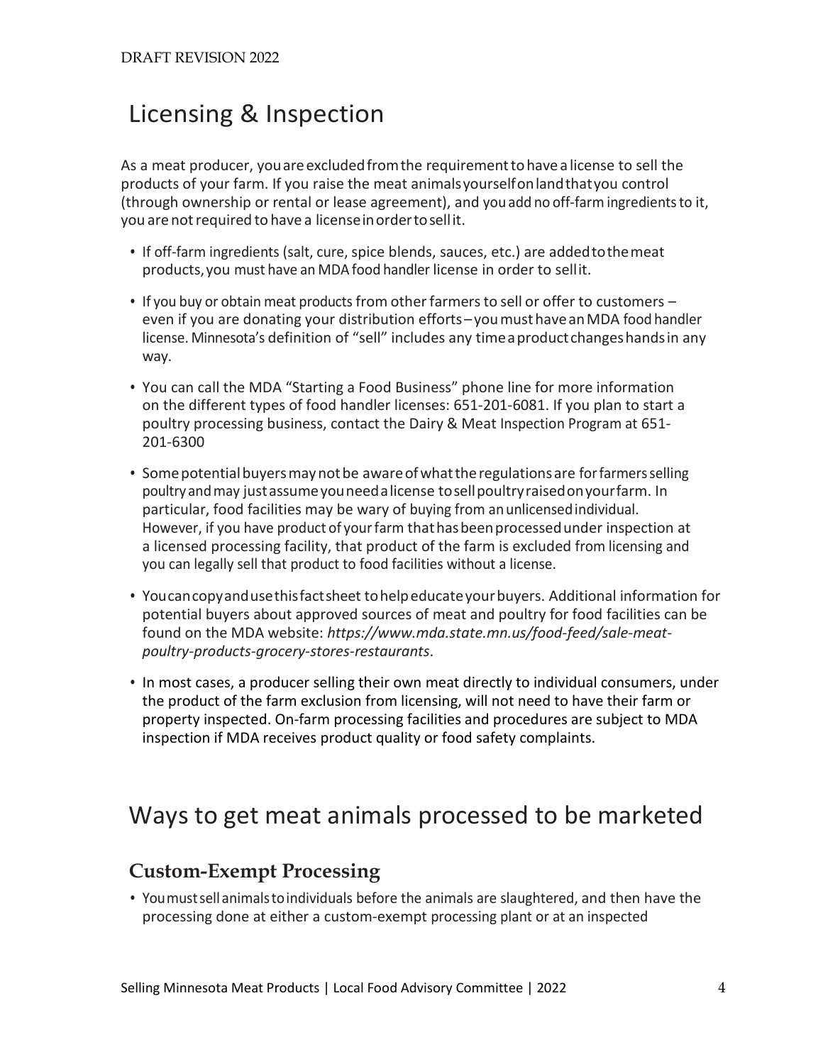# Licensing & Inspection

As a meat producer, you are excluded from the requirement to have a license to sell the products of your farm. If you raise the meat animals yourself on land that you control (through ownership or rental or lease agreement), and you add no off-farm ingredients to it, you are not required to have a license in order to sell it.

- If off-farm ingredients (salt, cure, spice blends, sauces, etc.) are added to the meat products, you must have an MDA food handler license in order to sell it.
- If you buy or obtain meat products from other farmers to sell or offer to customers – even if you are donating your distribution efforts – you must have an MDA food handler license. Minnesota's definition of "sell" includes any time a product changes hands in any way.
- You can call the MDA "Starting a Food Business" phone line for more information on the different types of food handler licenses: 651-201-6081. If you plan to start a poultry processing business, contact the Dairy & Meat Inspection Program at 651-201-6300
- Some potential buyers may not be aware of what the regulations are for farmers selling poultry and may just assume you need a license to sell poultry raised on your farm. In particular, food facilities may be wary of buying from an unlicensed individual. However, if you have product of your farm that has been processed under inspection at a licensed processing facility, that product of the farm is excluded from licensing and you can legally sell that product to food facilities without a license.
- You can copy and use this fact sheet to help educate your buyers. Additional information for potential buyers about approved sources of meat and poultry for food facilities can be found on the MDA website: *https://www.mda.state.mn.us/food-feed/sale-meat-poultry-products-grocery-stores-restaurants*.
- In most cases, a producer selling their own meat directly to individual consumers, under the product of the farm exclusion from licensing, will not need to have their farm or property inspected. On-farm processing facilities and procedures are subject to MDA inspection if MDA receives product quality or food safety complaints.

# Ways to get meat animals processed to be marketed

## Custom-Exempt Processing

- You must sell animals to individuals before the animals are slaughtered, and then have the processing done at either a custom-exempt processing plant or at an inspected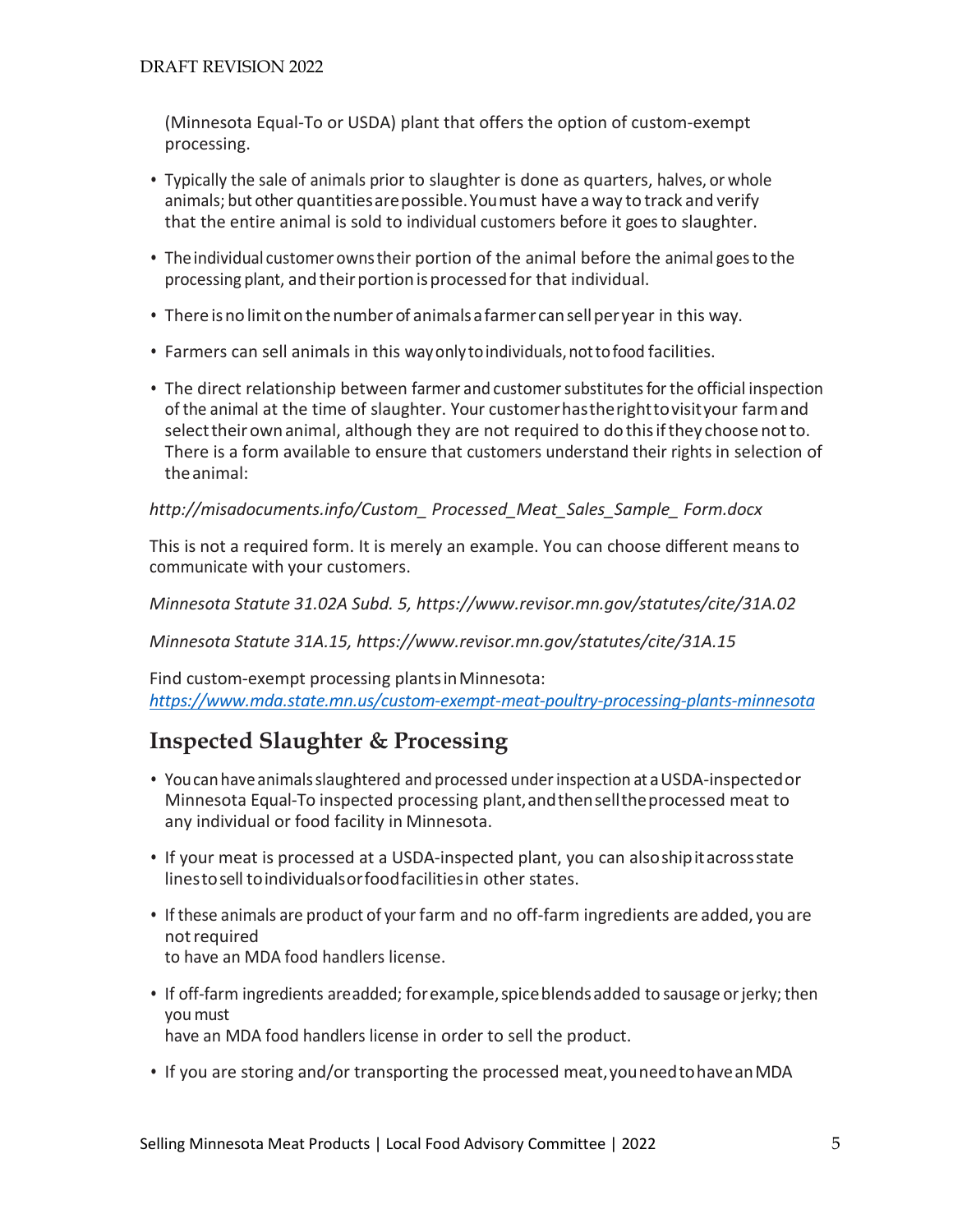(Minnesota Equal-To or USDA) plant that offers the option of custom-exempt processing.

- Typically the sale of animals prior to slaughter is done as quarters, halves, or whole animals; but other quantities are possible. You must have a way to track and verify that the entire animal is sold to individual customers before it goes to slaughter.
- The individual customer owns their portion of the animal before the animal goes to the processing plant, and their portion is processed for that individual.
- There is no limit on the number of animals a farmer can sell per year in this way.
- Farmers can sell animals in this way only to individuals, not to food facilities.
- The direct relationship between farmer and customer substitutes for the official inspection of the animal at the time of slaughter. Your customer has the right to visit your farm and select their own animal, although they are not required to do this if they choose not to. There is a form available to ensure that customers understand their rights in selection of the animal:

*http://misadocuments.info/Custom_ Processed_Meat_Sales_Sample_ Form.docx*

This is not a required form. It is merely an example. You can choose different means to communicate with your customers.

*Minnesota Statute 31.02A Subd. 5, https://www.revisor.mn.gov/statutes/cite/31A.02*

*Minnesota Statute 31A.15, https://www.revisor.mn.gov/statutes/cite/31A.15*

Find custom-exempt processing plants in Minnesota:
*https://www.mda.state.mn.us/custom-exempt-meat-poultry-processing-plants-minnesota*

## Inspected Slaughter & Processing

- You can have animals slaughtered and processed under inspection at a USDA-inspected or Minnesota Equal-To inspected processing plant, and then sell the processed meat to any individual or food facility in Minnesota.
- If your meat is processed at a USDA-inspected plant, you can also ship it across state lines to sell to individuals or food facilities in other states.
- If these animals are product of your farm and no off-farm ingredients are added, you are not required to have an MDA food handlers license.
- If off-farm ingredients are added; for example, spice blends added to sausage or jerky; then you must have an MDA food handlers license in order to sell the product.
- If you are storing and/or transporting the processed meat, you need to have an MDA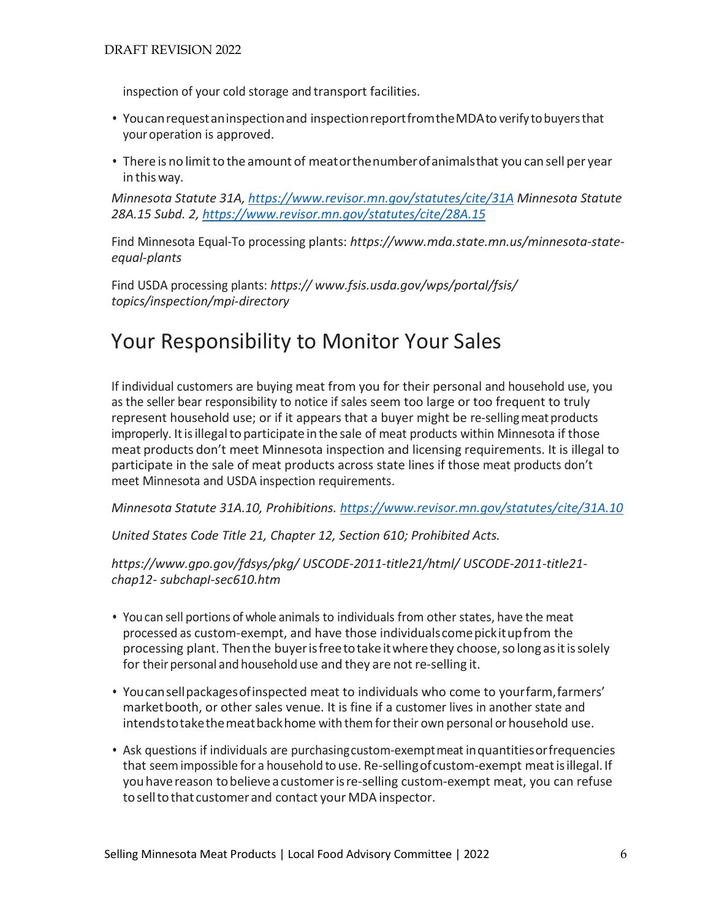inspection of your cold storage and transport facilities.

- You can request an inspection and inspection report from the MDA to verify to buyers that your operation is approved.
- There is no limit to the amount of meat or the number of animals that you can sell per year in this way.

*Minnesota Statute 31A, [https://www.revisor.mn.gov/statutes/cite/31A](https://www.revisor.mn.gov/statutes/cite/31A) Minnesota Statute 28A.15 Subd. 2, [https://www.revisor.mn.gov/statutes/cite/28A.15](https://www.revisor.mn.gov/statutes/cite/28A.15)*

Find Minnesota Equal-To processing plants: *https://www.mda.state.mn.us/minnesota-state-equal-plants*

Find USDA processing plants: *https:// www.fsis.usda.gov/wps/portal/fsis/ topics/inspection/mpi-directory*

# Your Responsibility to Monitor Your Sales

If individual customers are buying meat from you for their personal and household use, you as the seller bear responsibility to notice if sales seem too large or too frequent to truly represent household use; or if it appears that a buyer might be re-selling meat products improperly. It is illegal to participate in the sale of meat products within Minnesota if those meat products don't meet Minnesota inspection and licensing requirements. It is illegal to participate in the sale of meat products across state lines if those meat products don't meet Minnesota and USDA inspection requirements.

*Minnesota Statute 31A.10, Prohibitions. [https://www.revisor.mn.gov/statutes/cite/31A.10](https://www.revisor.mn.gov/statutes/cite/31A.10)*

*United States Code Title 21, Chapter 12, Section 610; Prohibited Acts.*

*https://www.gpo.gov/fdsys/pkg/ USCODE-2011-title21/html/ USCODE-2011-title21-chap12- subchapI-sec610.htm*

- You can sell portions of whole animals to individuals from other states, have the meat processed as custom-exempt, and have those individuals come pick it up from the processing plant. Then the buyer is free to take it where they choose, so long as it is solely for their personal and household use and they are not re-selling it.
- You can sell packages of inspected meat to individuals who come to your farm, farmers' market booth, or other sales venue. It is fine if a customer lives in another state and intends to take the meat back home with them for their own personal or household use.
- Ask questions if individuals are purchasing custom-exempt meat in quantities or frequencies that seem impossible for a household to use. Re-selling of custom-exempt meat is illegal. If you have reason to believe a customer is re-selling custom-exempt meat, you can refuse to sell to that customer and contact your MDA inspector.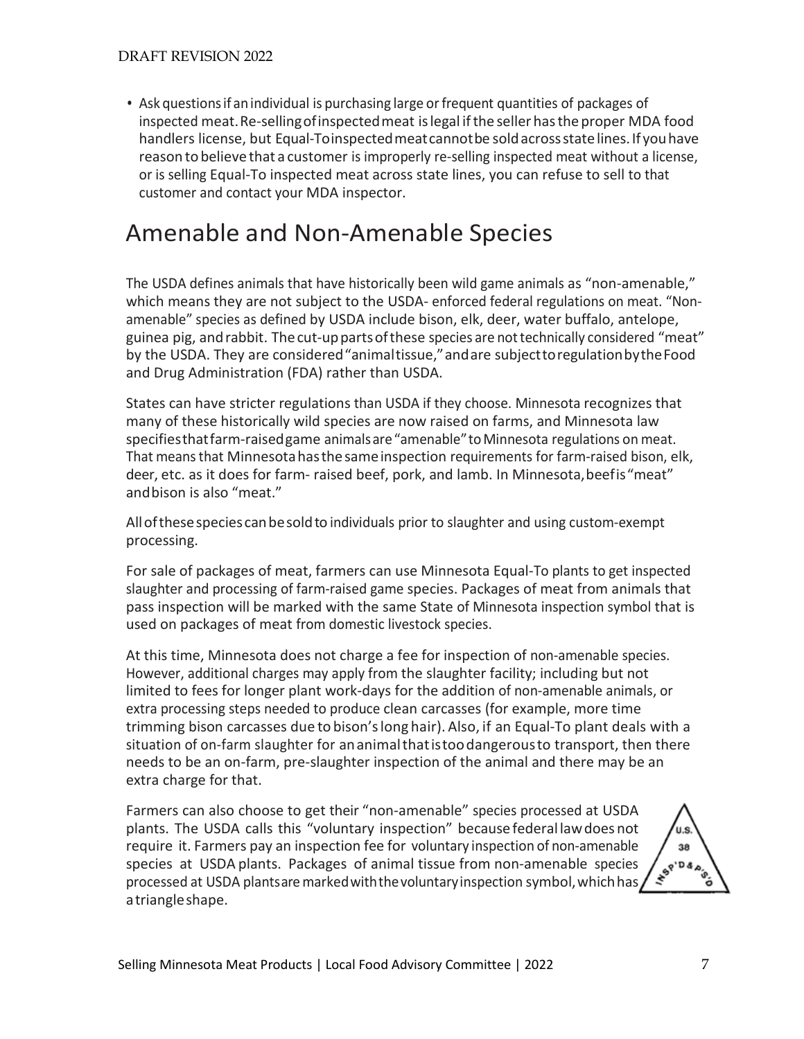- Ask questions if an individual is purchasing large or frequent quantities of packages of inspected meat. Re-selling of inspected meat is legal if the seller has the proper MDA food handlers license, but Equal-To inspected meat cannot be sold across state lines. If you have reason to believe that a customer is improperly re-selling inspected meat without a license, or is selling Equal-To inspected meat across state lines, you can refuse to sell to that customer and contact your MDA inspector.

## Amenable and Non-Amenable Species

The USDA defines animals that have historically been wild game animals as "non-amenable," which means they are not subject to the USDA- enforced federal regulations on meat. "Non-amenable" species as defined by USDA include bison, elk, deer, water buffalo, antelope, guinea pig, and rabbit. The cut-up parts of these species are not technically considered "meat" by the USDA. They are considered "animal tissue," and are subject to regulation by the Food and Drug Administration (FDA) rather than USDA.

States can have stricter regulations than USDA if they choose. Minnesota recognizes that many of these historically wild species are now raised on farms, and Minnesota law specifies that farm-raised game animals are "amenable" to Minnesota regulations on meat. That means that Minnesota has the same inspection requirements for farm-raised bison, elk, deer, etc. as it does for farm- raised beef, pork, and lamb. In Minnesota, beef is "meat" and bison is also "meat."

All of these species can be sold to individuals prior to slaughter and using custom-exempt processing.

For sale of packages of meat, farmers can use Minnesota Equal-To plants to get inspected slaughter and processing of farm-raised game species. Packages of meat from animals that pass inspection will be marked with the same State of Minnesota inspection symbol that is used on packages of meat from domestic livestock species.

At this time, Minnesota does not charge a fee for inspection of non-amenable species. However, additional charges may apply from the slaughter facility; including but not limited to fees for longer plant work-days for the addition of non-amenable animals, or extra processing steps needed to produce clean carcasses (for example, more time trimming bison carcasses due to bison's long hair). Also, if an Equal-To plant deals with a situation of on-farm slaughter for an animal that is too dangerous to transport, then there needs to be an on-farm, pre-slaughter inspection of the animal and there may be an extra charge for that.

Farmers can also choose to get their "non-amenable" species processed at USDA plants. The USDA calls this "voluntary inspection" because federal law does not require it. Farmers pay an inspection fee for voluntary inspection of non-amenable species at USDA plants. Packages of animal tissue from non-amenable species processed at USDA plants are marked with the voluntary inspection symbol, which has a triangle shape.

U.S. 38 INSP'D & P'S'D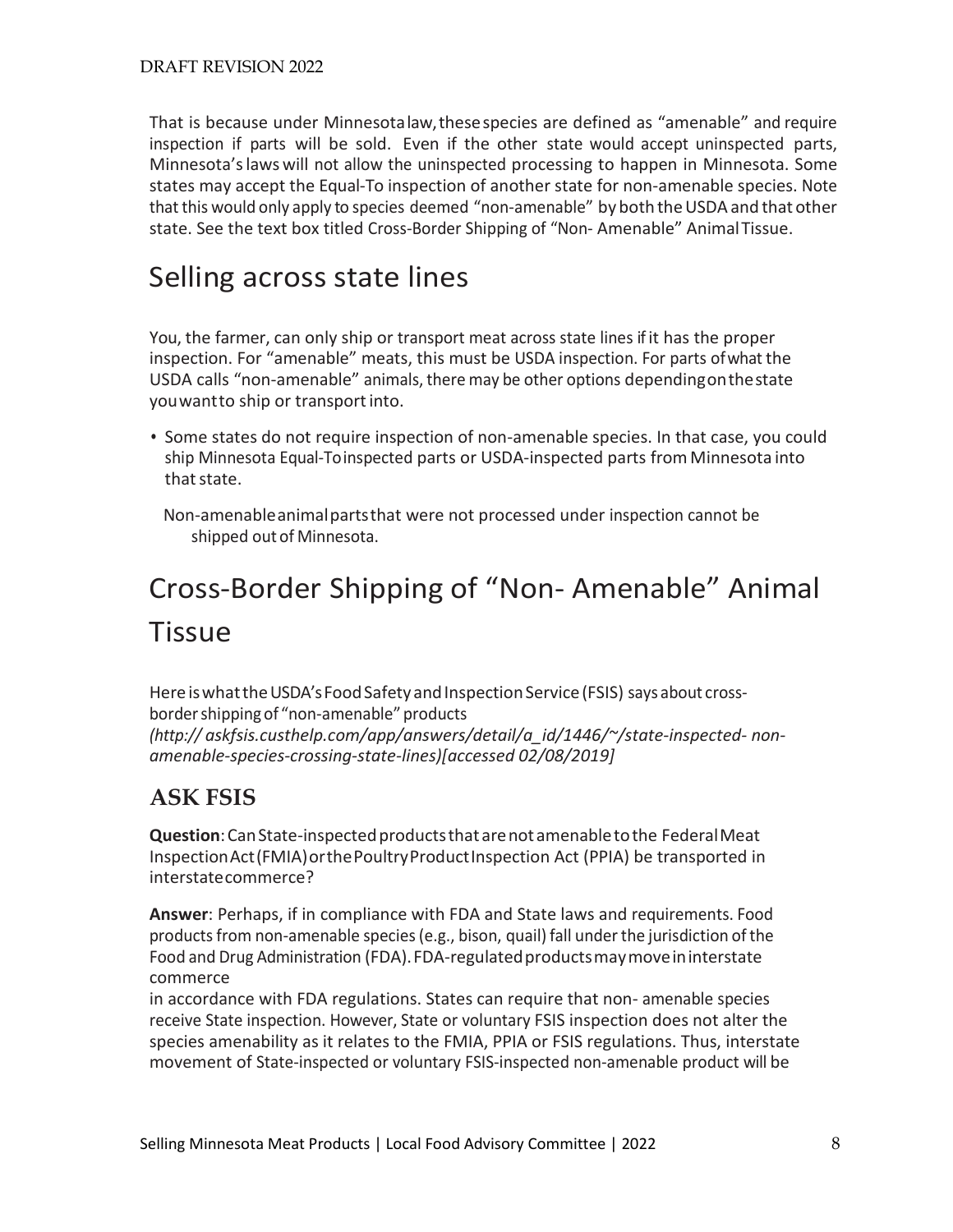That is because under Minnesota law, these species are defined as "amenable" and require inspection if parts will be sold. Even if the other state would accept uninspected parts, Minnesota's laws will not allow the uninspected processing to happen in Minnesota. Some states may accept the Equal-To inspection of another state for non-amenable species. Note that this would only apply to species deemed "non-amenable" by both the USDA and that other state. See the text box titled Cross-Border Shipping of "Non- Amenable" Animal Tissue.

# Selling across state lines

You, the farmer, can only ship or transport meat across state lines if it has the proper inspection. For "amenable" meats, this must be USDA inspection. For parts of what the USDA calls "non-amenable" animals, there may be other options depending on the state you want to ship or transport into.

- Some states do not require inspection of non-amenable species. In that case, you could ship Minnesota Equal-To inspected parts or USDA-inspected parts from Minnesota into that state.

Non-amenable animal parts that were not processed under inspection cannot be shipped out of Minnesota.

# Cross-Border Shipping of "Non- Amenable" Animal Tissue

Here is what the USDA's Food Safety and Inspection Service (FSIS) says about cross-border shipping of "non-amenable" products *(http:// askfsis.custhelp.com/app/answers/detail/a_id/1446/~/state-inspected- non-amenable-species-crossing-state-lines)[accessed 02/08/2019]*

## ASK FSIS

**Question**: Can State-inspected products that are not amenable to the Federal Meat Inspection Act (FMIA) or the Poultry Product Inspection Act (PPIA) be transported in interstate commerce?

**Answer**: Perhaps, if in compliance with FDA and State laws and requirements. Food products from non-amenable species (e.g., bison, quail) fall under the jurisdiction of the Food and Drug Administration (FDA). FDA-regulated products may move in interstate commerce in accordance with FDA regulations. States can require that non- amenable species receive State inspection. However, State or voluntary FSIS inspection does not alter the species amenability as it relates to the FMIA, PPIA or FSIS regulations. Thus, interstate movement of State-inspected or voluntary FSIS-inspected non-amenable product will be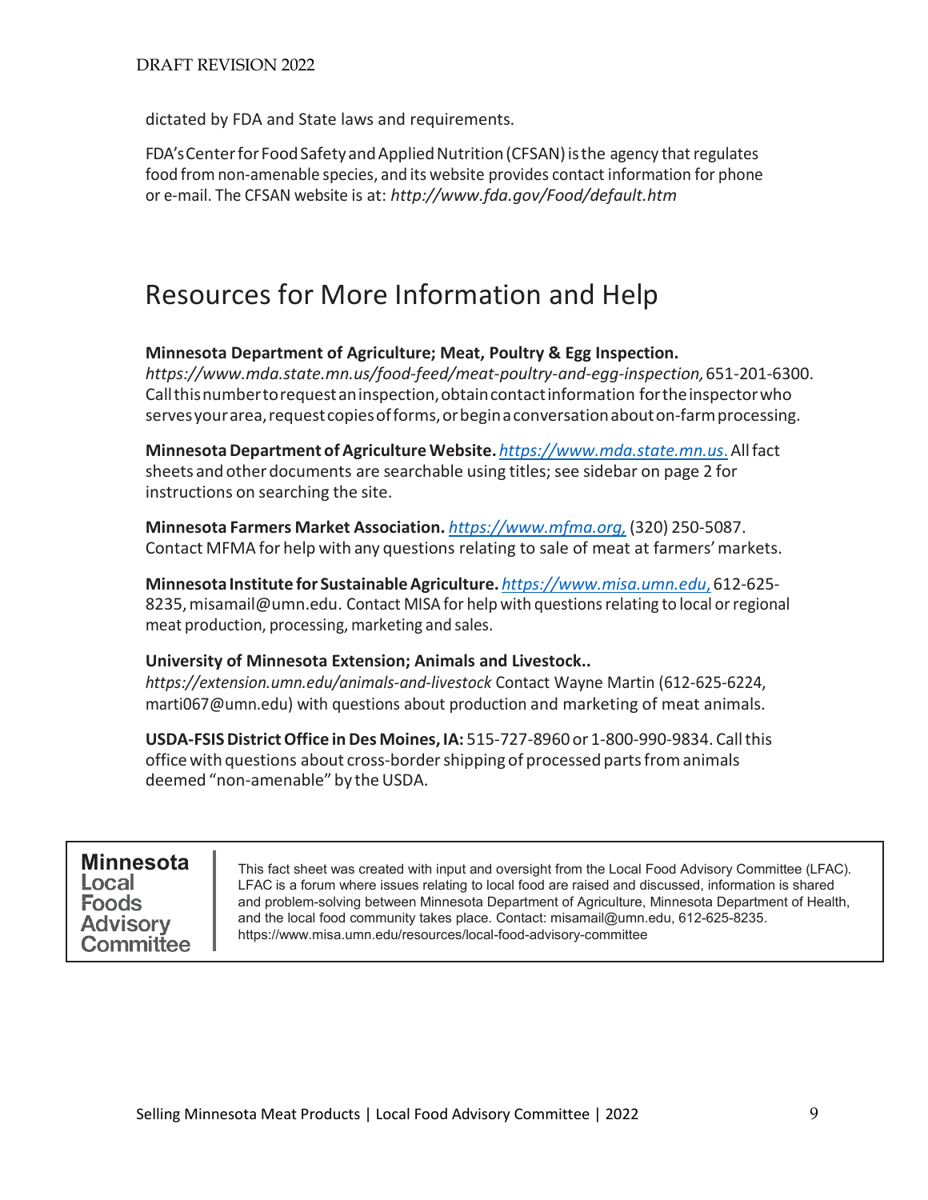dictated by FDA and State laws and requirements.

FDA's Center for Food Safety and Applied Nutrition (CFSAN) is the agency that regulates food from non-amenable species, and its website provides contact information for phone or e-mail. The CFSAN website is at: *http://www.fda.gov/Food/default.htm*

# Resources for More Information and Help

**Minnesota Department of Agriculture; Meat, Poultry & Egg Inspection.** *https://www.mda.state.mn.us/food-feed/meat-poultry-and-egg-inspection,* 651-201-6300. Call this number to request an inspection, obtain contact information for the inspector who serves your area, request copies of forms, or begin a conversation about on-farm processing.

**Minnesota Department of Agriculture Website.** *https://www.mda.state.mn.us.* All fact sheets and other documents are searchable using titles; see sidebar on page 2 for instructions on searching the site.

**Minnesota Farmers Market Association.** *https://www.mfma.org,* (320) 250-5087. Contact MFMA for help with any questions relating to sale of meat at farmers' markets.

**Minnesota Institute for Sustainable Agriculture.** *https://www.misa.umn.edu,* 612-625-8235, misamail@umn.edu. Contact MISA for help with questions relating to local or regional meat production, processing, marketing and sales.

**University of Minnesota Extension; Animals and Livestock..** *https://extension.umn.edu/animals-and-livestock* Contact Wayne Martin (612-625-6224, marti067@umn.edu) with questions about production and marketing of meat animals.

**USDA-FSIS District Office in Des Moines, IA:** 515-727-8960 or 1-800-990-9834. Call this office with questions about cross-border shipping of processed parts from animals deemed "non-amenable" by the USDA.

**Minnesota Local Foods Advisory Committee**

This fact sheet was created with input and oversight from the Local Food Advisory Committee (LFAC). LFAC is a forum where issues relating to local food are raised and discussed, information is shared and problem-solving between Minnesota Department of Agriculture, Minnesota Department of Health, and the local food community takes place. Contact: misamail@umn.edu, 612-625-8235. https://www.misa.umn.edu/resources/local-food-advisory-committee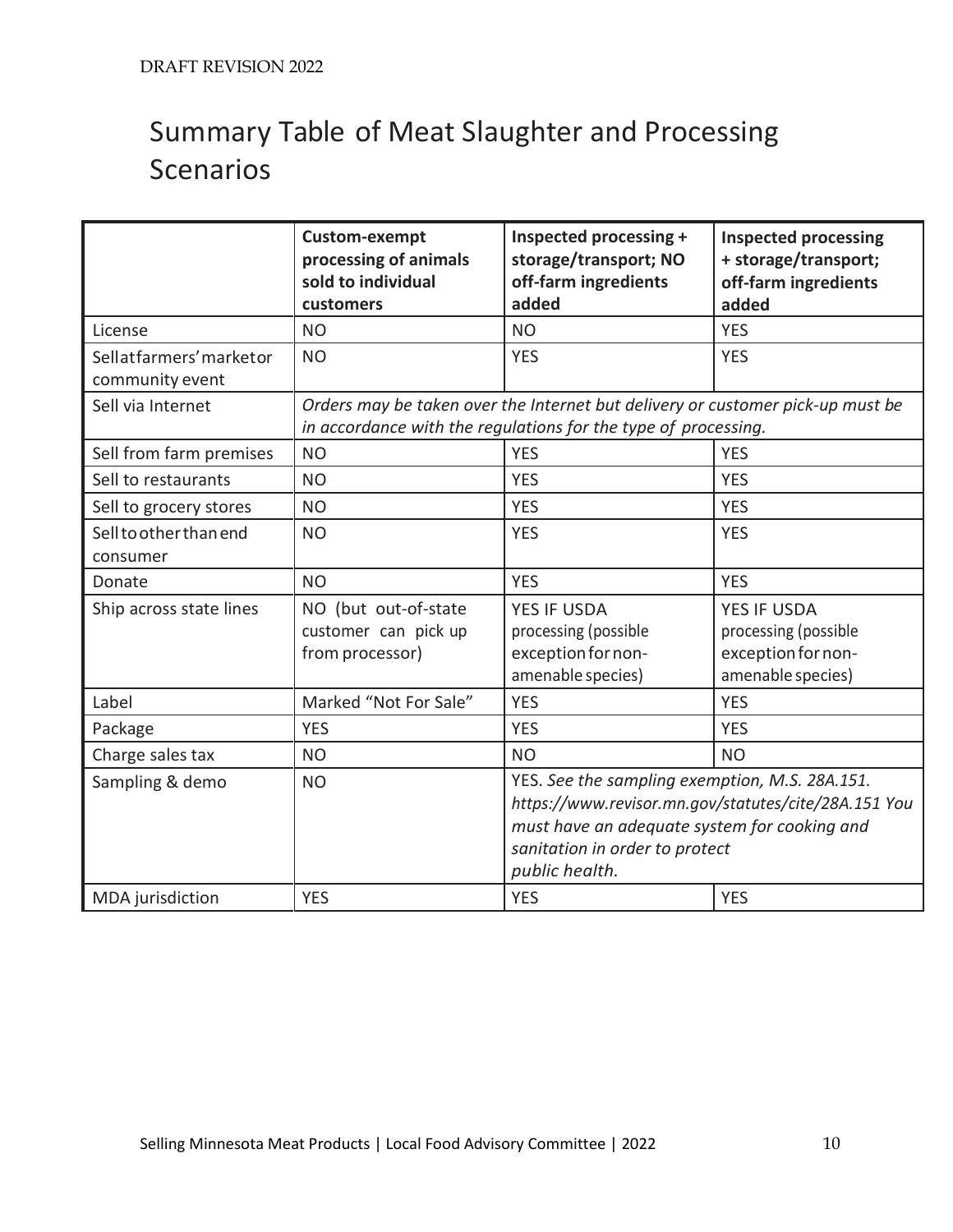# Summary Table of Meat Slaughter and Processing Scenarios

| | Custom-exempt processing of animals sold to individual customers | Inspected processing + storage/transport; NO off-farm ingredients added | Inspected processing + storage/transport; off-farm ingredients added |
|---|---|---|---|
| License | NO | NO | YES |
| Sell at farmers' market or community event | NO | YES | YES |
| Sell via Internet | *Orders may be taken over the Internet but delivery or customer pick-up must be in accordance with the regulations for the type of processing.* | | |
| Sell from farm premises | NO | YES | YES |
| Sell to restaurants | NO | YES | YES |
| Sell to grocery stores | NO | YES | YES |
| Sell to other than end consumer | NO | YES | YES |
| Donate | NO | YES | YES |
| Ship across state lines | NO (but out-of-state customer can pick up from processor) | YES IF USDA processing (possible exception for non-amenable species) | YES IF USDA processing (possible exception for non-amenable species) |
| Label | Marked "Not For Sale" | YES | YES |
| Package | YES | YES | YES |
| Charge sales tax | NO | NO | NO |
| Sampling & demo | NO | YES. *See the sampling exemption, M.S. 28A.151. https://www.revisor.mn.gov/statutes/cite/28A.151 You must have an adequate system for cooking and sanitation in order to protect public health.* | |
| MDA jurisdiction | YES | YES | YES |